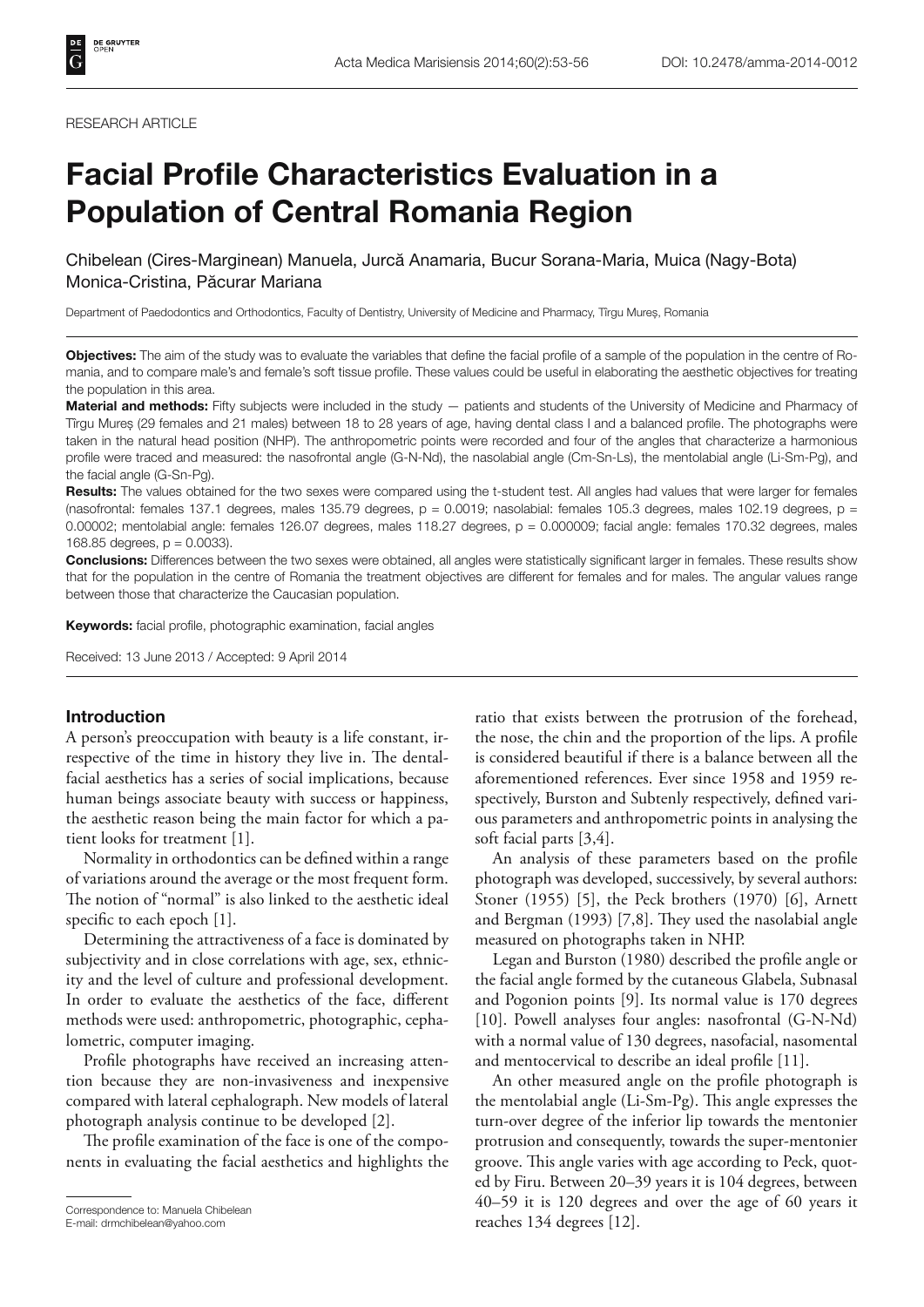RESEARCH ARTICLE

# Facial Profile Characteristics Evaluation in a Population of Central Romania Region

Chibelean (Cires-Marginean) Manuela, Jurcă Anamaria, Bucur Sorana-Maria, Muica (Nagy-Bota) Monica-Cristina, Păcurar Mariana

Department of Paedodontics and Orthodontics, Faculty of Dentistry, University of Medicine and Pharmacy, Tîrgu Mureș, Romania

**Objectives:** The aim of the study was to evaluate the variables that define the facial profile of a sample of the population in the centre of Romania, and to compare male's and female's soft tissue profile. These values could be useful in elaborating the aesthetic objectives for treating the population in this area.

**Material and methods:** Fifty subjects were included in the study — patients and students of the University of Medicine and Pharmacy of Tîrgu Mureș (29 females and 21 males) between 18 to 28 years of age, having dental class I and a balanced profile. The photographs were taken in the natural head position (NHP). The anthropometric points were recorded and four of the angles that characterize a harmonious profile were traced and measured: the nasofrontal angle (G-N-Nd), the nasolabial angle (Cm-Sn-Ls), the mentolabial angle (Li-Sm-Pg), and the facial angle (G-Sn-Pg).

**Results:** The values obtained for the two sexes were compared using the t-student test. All angles had values that were larger for females (nasofrontal: females 137.1 degrees, males 135.79 degrees, $p = 0.0019$; nasolabial: females 105.3 degrees, males 102.19 degrees, $p = 0.00002$; mentolabial angle: females 126.07 degrees, males 118.27 degrees, $p = 0.000009$; facial angle: females 170.32 degrees, males 168.85 degrees, $p = 0.0033$).

**Conclusions:** Differences between the two sexes were obtained, all angles were statistically significant larger in females. These results show that for the population in the centre of Romania the treatment objectives are different for females and for males. The angular values range between those that characterize the Caucasian population.

**Keywords:** facial profile, photographic examination, facial angles

Received: 13 June 2013 / Accepted: 9 April 2014

## Introduction

A person's preoccupation with beauty is a life constant, irrespective of the time in history they live in. The dental-facial aesthetics has a series of social implications, because human beings associate beauty with success or happiness, the aesthetic reason being the main factor for which a patient looks for treatment [1].

Normality in orthodontics can be defined within a range of variations around the average or the most frequent form. The notion of "normal" is also linked to the aesthetic ideal specific to each epoch [1].

Determining the attractiveness of a face is dominated by subjectivity and in close correlations with age, sex, ethnicity and the level of culture and professional development. In order to evaluate the aesthetics of the face, different methods were used: anthropometric, photographic, cephalometric, computer imaging.

Profile photographs have received an increasing attention because they are non-invasiveness and inexpensive compared with lateral cephalograph. New models of lateral photograph analysis continue to be developed [2].

The profile examination of the face is one of the components in evaluating the facial aesthetics and highlights the ratio that exists between the protrusion of the forehead, the nose, the chin and the proportion of the lips. A profile is considered beautiful if there is a balance between all the aforementioned references. Ever since 1958 and 1959 respectively, Burston and Subtenly respectively, defined various parameters and anthropometric points in analysing the soft facial parts [3,4].

An analysis of these parameters based on the profile photograph was developed, successively, by several authors: Stoner (1955) [5], the Peck brothers (1970) [6], Arnett and Bergman (1993) [7,8]. They used the nasolabial angle measured on photographs taken in NHP.

Legan and Burston (1980) described the profile angle or the facial angle formed by the cutaneous Glabela, Subnasal and Pogonion points [9]. Its normal value is 170 degrees [10]. Powell analyses four angles: nasofrontal (G-N-Nd) with a normal value of 130 degrees, nasofacial, nasomental and mentocervical to describe an ideal profile [11].

An other measured angle on the profile photograph is the mentolabial angle (Li-Sm-Pg). This angle expresses the turn-over degree of the inferior lip towards the mentonier protrusion and consequently, towards the super-mentonier groove. This angle varies with age according to Peck, quoted by Firu. Between 20–39 years it is 104 degrees, between 40–59 it is 120 degrees and over the age of 60 years it reaches 134 degrees [12].

Correspondence to: Manuela Chibelean
E-mail: drmchibelean@yahoo.com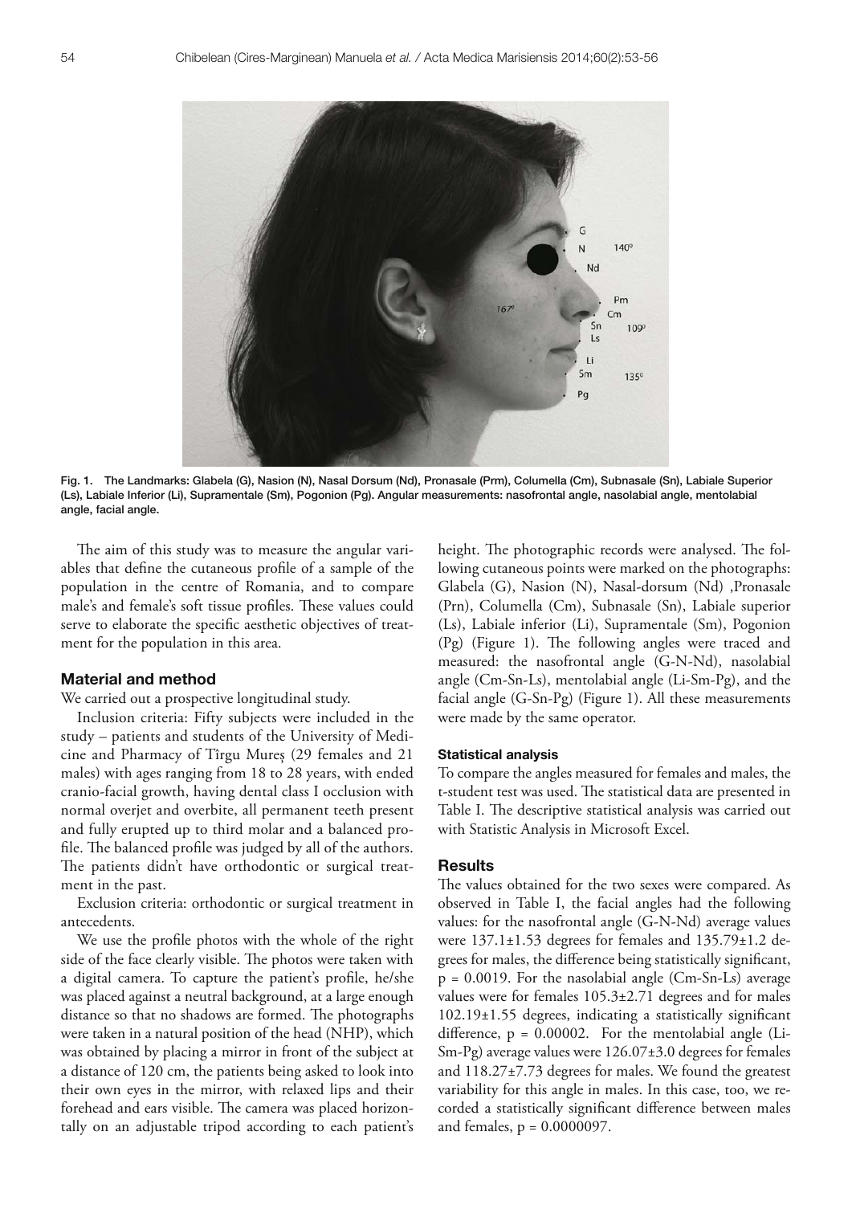Fig. 1. The Landmarks: Glabela (G), Nasion (N), Nasal Dorsum (Nd), Pronasale (Prm), Columella (Cm), Subnasale (Sn), Labiale Superior (Ls), Labiale Inferior (Li), Supramentale (Sm), Pogonion (Pg). Angular measurements: nasofrontal angle, nasolabial angle, mentolabial angle, facial angle.

The aim of this study was to measure the angular variables that define the cutaneous profile of a sample of the population in the centre of Romania, and to compare male's and female's soft tissue profiles. These values could serve to elaborate the specific aesthetic objectives of treatment for the population in this area.

## Material and method

We carried out a prospective longitudinal study.

Inclusion criteria: Fifty subjects were included in the study – patients and students of the University of Medicine and Pharmacy of Tîrgu Mureş (29 females and 21 males) with ages ranging from 18 to 28 years, with ended cranio-facial growth, having dental class I occlusion with normal overjet and overbite, all permanent teeth present and fully erupted up to third molar and a balanced profile. The balanced profile was judged by all of the authors. The patients didn't have orthodontic or surgical treatment in the past.

Exclusion criteria: orthodontic or surgical treatment in antecedents.

We use the profile photos with the whole of the right side of the face clearly visible. The photos were taken with a digital camera. To capture the patient's profile, he/she was placed against a neutral background, at a large enough distance so that no shadows are formed. The photographs were taken in a natural position of the head (NHP), which was obtained by placing a mirror in front of the subject at a distance of 120 cm, the patients being asked to look into their own eyes in the mirror, with relaxed lips and their forehead and ears visible. The camera was placed horizontally on an adjustable tripod according to each patient's height. The photographic records were analysed. The following cutaneous points were marked on the photographs: Glabela (G), Nasion (N), Nasal-dorsum (Nd) ,Pronasale (Prn), Columella (Cm), Subnasale (Sn), Labiale superior (Ls), Labiale inferior (Li), Supramentale (Sm), Pogonion (Pg) (Figure 1). The following angles were traced and measured: the nasofrontal angle (G-N-Nd), nasolabial angle (Cm-Sn-Ls), mentolabial angle (Li-Sm-Pg), and the facial angle (G-Sn-Pg) (Figure 1). All these measurements were made by the same operator.

### Statistical analysis

To compare the angles measured for females and males, the t-student test was used. The statistical data are presented in Table I. The descriptive statistical analysis was carried out with Statistic Analysis in Microsoft Excel.

## Results

The values obtained for the two sexes were compared. As observed in Table I, the facial angles had the following values: for the nasofrontal angle (G-N-Nd) average values were 137.1±1.53 degrees for females and 135.79±1.2 degrees for males, the difference being statistically significant, $p = 0.0019$. For the nasolabial angle (Cm-Sn-Ls) average values were for females 105.3±2.71 degrees and for males 102.19±1.55 degrees, indicating a statistically significant difference, $p = 0.00002$. For the mentolabial angle (Li-Sm-Pg) average values were 126.07±3.0 degrees for females and 118.27±7.73 degrees for males. We found the greatest variability for this angle in males. In this case, too, we recorded a statistically significant difference between males and females, $p = 0.0000097$.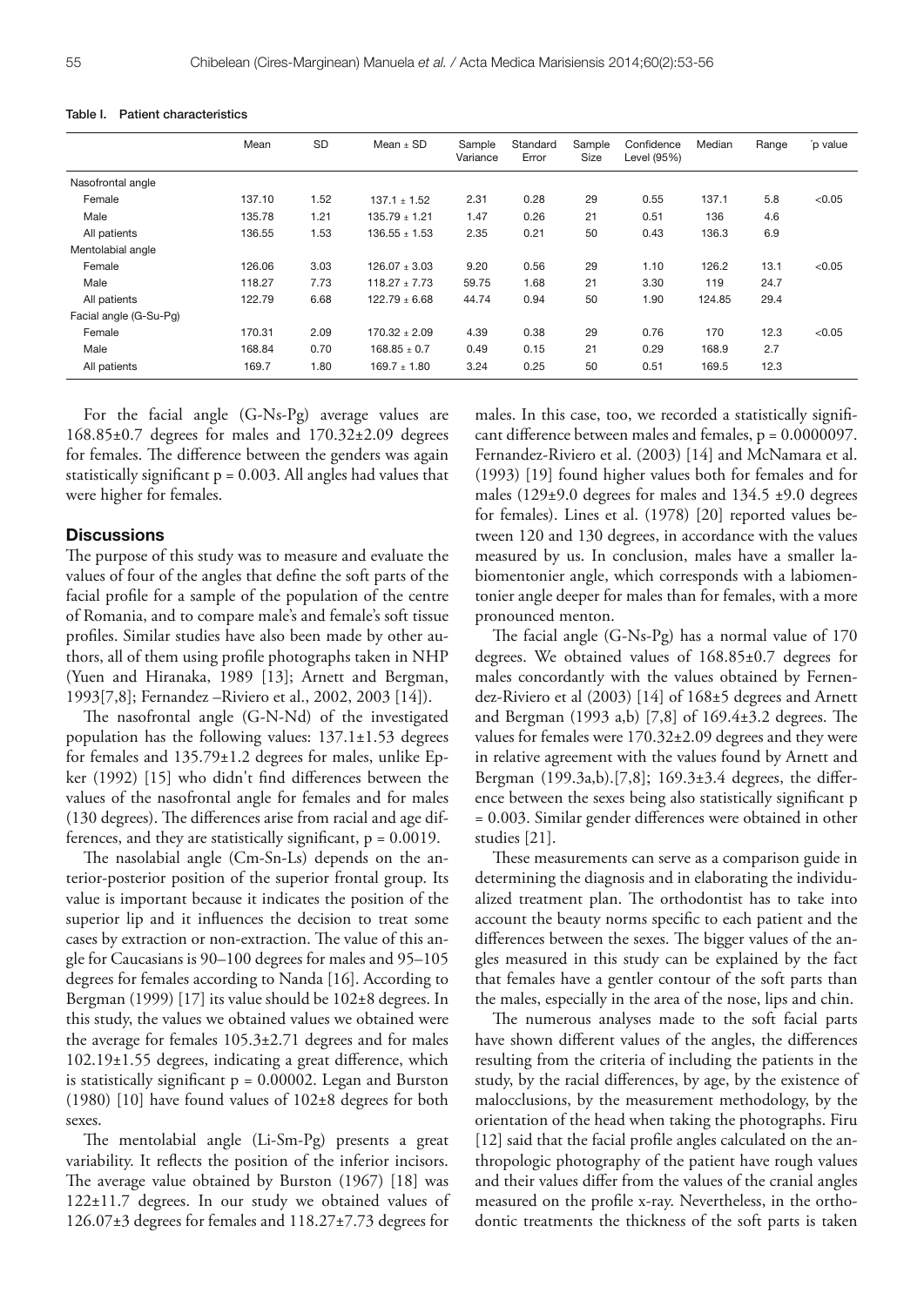**Table I. Patient characteristics**

| | Mean | SD | Mean ± SD | Sample Variance | Standard Error | Sample Size | Confidence Level (95%) | Median | Range | ´p value |
|---|---|---|---|---|---|---|---|---|---|---|
| Nasofrontal angle | | | | | | | | | | |
| Female | 137.10 | 1.52 | 137.1 ± 1.52 | 2.31 | 0.28 | 29 | 0.55 | 137.1 | 5.8 | <0.05 |
| Male | 135.78 | 1.21 | 135.79 ± 1.21 | 1.47 | 0.26 | 21 | 0.51 | 136 | 4.6 | |
| All patients | 136.55 | 1.53 | 136.55 ± 1.53 | 2.35 | 0.21 | 50 | 0.43 | 136.3 | 6.9 | |
| Mentolabial angle | | | | | | | | | | |
| Female | 126.06 | 3.03 | 126.07 ± 3.03 | 9.20 | 0.56 | 29 | 1.10 | 126.2 | 13.1 | <0.05 |
| Male | 118.27 | 7.73 | 118.27 ± 7.73 | 59.75 | 1.68 | 21 | 3.30 | 119 | 24.7 | |
| All patients | 122.79 | 6.68 | 122.79 ± 6.68 | 44.74 | 0.94 | 50 | 1.90 | 124.85 | 29.4 | |
| Facial angle (G-Su-Pg) | | | | | | | | | | |
| Female | 170.31 | 2.09 | 170.32 ± 2.09 | 4.39 | 0.38 | 29 | 0.76 | 170 | 12.3 | <0.05 |
| Male | 168.84 | 0.70 | 168.85 ± 0.7 | 0.49 | 0.15 | 21 | 0.29 | 168.9 | 2.7 | |
| All patients | 169.7 | 1.80 | 169.7 ± 1.80 | 3.24 | 0.25 | 50 | 0.51 | 169.5 | 12.3 | |

For the facial angle (G-Ns-Pg) average values are 168.85±0.7 degrees for males and 170.32±2.09 degrees for females. The difference between the genders was again statistically significant p = 0.003. All angles had values that were higher for females.

## Discussions

The purpose of this study was to measure and evaluate the values of four of the angles that define the soft parts of the facial profile for a sample of the population of the centre of Romania, and to compare male's and female's soft tissue profiles. Similar studies have also been made by other authors, all of them using profile photographs taken in NHP (Yuen and Hiranaka, 1989 [13]; Arnett and Bergman, 1993[7,8]; Fernandez –Riviero et al., 2002, 2003 [14]).

The nasofrontal angle (G-N-Nd) of the investigated population has the following values: 137.1±1.53 degrees for females and 135.79±1.2 degrees for males, unlike Epker (1992) [15] who didn't find differences between the values of the nasofrontal angle for females and for males (130 degrees). The differences arise from racial and age differences, and they are statistically significant, p = 0.0019.

The nasolabial angle (Cm-Sn-Ls) depends on the anterior-posterior position of the superior frontal group. Its value is important because it indicates the position of the superior lip and it influences the decision to treat some cases by extraction or non-extraction. The value of this angle for Caucasians is 90–100 degrees for males and 95–105 degrees for females according to Nanda [16]. According to Bergman (1999) [17] its value should be 102±8 degrees. In this study, the values we obtained values we obtained were the average for females 105.3±2.71 degrees and for males 102.19±1.55 degrees, indicating a great difference, which is statistically significant p = 0.00002. Legan and Burston (1980) [10] have found values of 102±8 degrees for both sexes.

The mentolabial angle (Li-Sm-Pg) presents a great variability. It reflects the position of the inferior incisors. The average value obtained by Burston (1967) [18] was 122±11.7 degrees. In our study we obtained values of 126.07±3 degrees for females and 118.27±7.73 degrees for males. In this case, too, we recorded a statistically significant difference between males and females, p = 0.0000097. Fernandez-Riviero et al. (2003) [14] and McNamara et al. (1993) [19] found higher values both for females and for males (129±9.0 degrees for males and 134.5 ±9.0 degrees for females). Lines et al. (1978) [20] reported values between 120 and 130 degrees, in accordance with the values measured by us. In conclusion, males have a smaller labiomentonier angle, which corresponds with a labiomentonier angle deeper for males than for females, with a more pronounced menton.

The facial angle (G-Ns-Pg) has a normal value of 170 degrees. We obtained values of 168.85±0.7 degrees for males concordantly with the values obtained by Fernendez-Riviero et al (2003) [14] of 168±5 degrees and Arnett and Bergman (1993 a,b) [7,8] of 169.4±3.2 degrees. The values for females were 170.32±2.09 degrees and they were in relative agreement with the values found by Arnett and Bergman (199.3a,b).[7,8]; 169.3±3.4 degrees, the difference between the sexes being also statistically significant p = 0.003. Similar gender differences were obtained in other studies [21].

These measurements can serve as a comparison guide in determining the diagnosis and in elaborating the individualized treatment plan. The orthodontist has to take into account the beauty norms specific to each patient and the differences between the sexes. The bigger values of the angles measured in this study can be explained by the fact that females have a gentler contour of the soft parts than the males, especially in the area of the nose, lips and chin.

The numerous analyses made to the soft facial parts have shown different values of the angles, the differences resulting from the criteria of including the patients in the study, by the racial differences, by age, by the existence of malocclusions, by the measurement methodology, by the orientation of the head when taking the photographs. Firu [12] said that the facial profile angles calculated on the anthropologic photography of the patient have rough values and their values differ from the values of the cranial angles measured on the profile x-ray. Nevertheless, in the orthodontic treatments the thickness of the soft parts is taken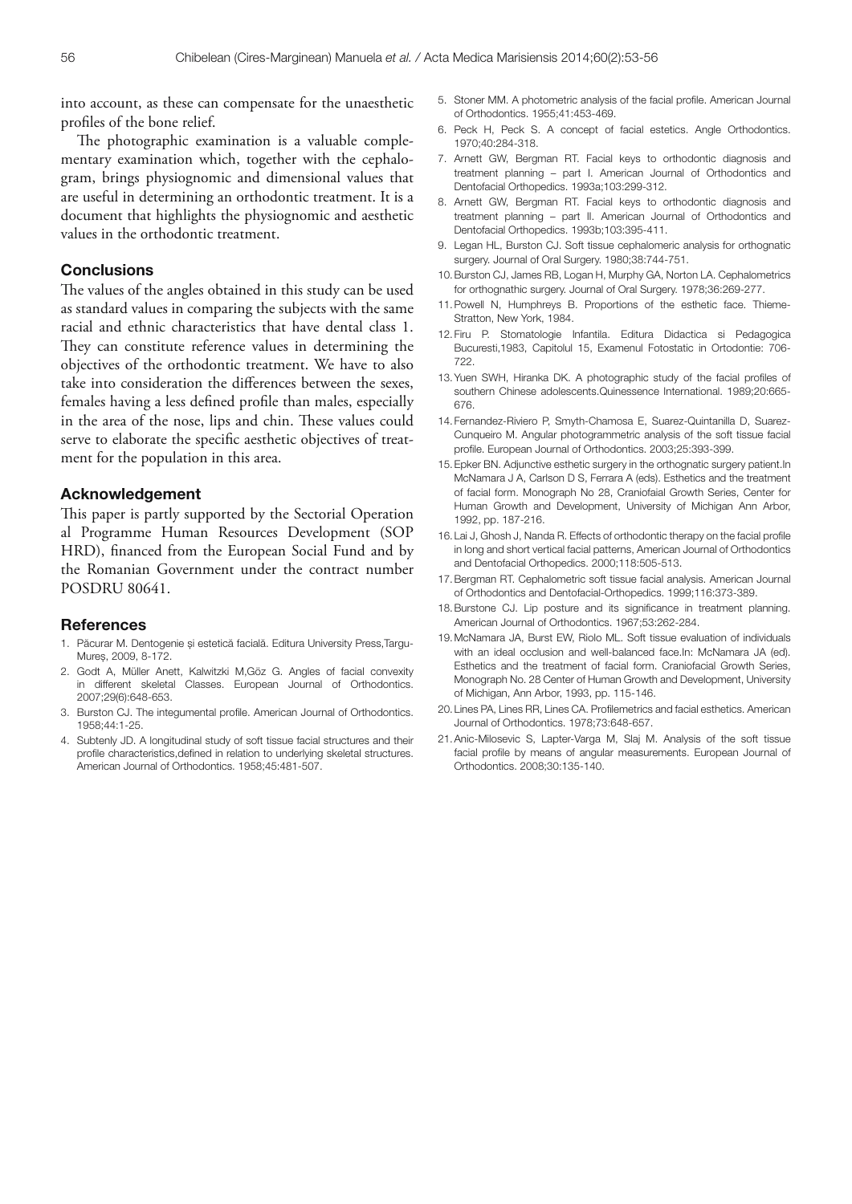into account, as these can compensate for the unaesthetic profiles of the bone relief.

The photographic examination is a valuable complementary examination which, together with the cephalogram, brings physiognomic and dimensional values that are useful in determining an orthodontic treatment. It is a document that highlights the physiognomic and aesthetic values in the orthodontic treatment.

## Conclusions

The values of the angles obtained in this study can be used as standard values in comparing the subjects with the same racial and ethnic characteristics that have dental class 1. They can constitute reference values in determining the objectives of the orthodontic treatment. We have to also take into consideration the differences between the sexes, females having a less defined profile than males, especially in the area of the nose, lips and chin. These values could serve to elaborate the specific aesthetic objectives of treatment for the population in this area.

## Acknowledgement

This paper is partly supported by the Sectorial Operation al Programme Human Resources Development (SOP HRD), financed from the European Social Fund and by the Romanian Government under the contract number POSDRU 80641.

## References

1. Păcurar M. Dentogenie și estetică facială. Editura University Press,Targu-Mureș, 2009, 8-172.
2. Godt A, Müller Anett, Kalwitzki M,Göz G. Angles of facial convexity in different skeletal Classes. European Journal of Orthodontics. 2007;29(6):648-653.
3. Burston CJ. The integumental profile. American Journal of Orthodontics. 1958;44:1-25.
4. Subtenly JD. A longitudinal study of soft tissue facial structures and their profile characteristics,defined in relation to underlying skeletal structures. American Journal of Orthodontics. 1958;45:481-507.
5. Stoner MM. A photometric analysis of the facial profile. American Journal of Orthodontics. 1955;41:453-469.
6. Peck H, Peck S. A concept of facial estetics. Angle Orthodontics. 1970;40:284-318.
7. Arnett GW, Bergman RT. Facial keys to orthodontic diagnosis and treatment planning – part I. American Journal of Orthodontics and Dentofacial Orthopedics. 1993a;103:299-312.
8. Arnett GW, Bergman RT. Facial keys to orthodontic diagnosis and treatment planning – part II. American Journal of Orthodontics and Dentofacial Orthopedics. 1993b;103:395-411.
9. Legan HL, Burston CJ. Soft tissue cephalomeric analysis for orthognatic surgery. Journal of Oral Surgery. 1980;38:744-751.
10. Burston CJ, James RB, Logan H, Murphy GA, Norton LA. Cephalometrics for orthognathic surgery. Journal of Oral Surgery. 1978;36:269-277.
11. Powell N, Humphreys B. Proportions of the esthetic face. Thieme-Stratton, New York, 1984.
12. Firu P. Stomatologie Infantila. Editura Didactica si Pedagogica Bucuresti,1983, Capitolul 15, Examenul Fotostatic in Ortodontie: 706-722.
13. Yuen SWH, Hiranka DK. A photographic study of the facial profiles of southern Chinese adolescents.Quinessence International. 1989;20:665-676.
14. Fernandez-Riviero P, Smyth-Chamosa E, Suarez-Quintanilla D, Suarez-Cunqueiro M. Angular photogrammetric analysis of the soft tissue facial profile. European Journal of Orthodontics. 2003;25:393-399.
15. Epker BN. Adjunctive esthetic surgery in the orthognatic surgery patient.In McNamara J A, Carlson D S, Ferrara A (eds). Esthetics and the treatment of facial form. Monograph No 28, Craniofaial Growth Series, Center for Human Growth and Development, University of Michigan Ann Arbor, 1992, pp. 187-216.
16. Lai J, Ghosh J, Nanda R. Effects of orthodontic therapy on the facial profile in long and short vertical facial patterns, American Journal of Orthodontics and Dentofacial Orthopedics. 2000;118:505-513.
17. Bergman RT. Cephalometric soft tissue facial analysis. American Journal of Orthodontics and Dentofacial-Orthopedics. 1999;116:373-389.
18. Burstone CJ. Lip posture and its significance in treatment planning. American Journal of Orthodontics. 1967;53:262-284.
19. McNamara JA, Burst EW, Riolo ML. Soft tissue evaluation of individuals with an ideal occlusion and well-balanced face.In: McNamara JA (ed). Esthetics and the treatment of facial form. Craniofacial Growth Series, Monograph No. 28 Center of Human Growth and Development, University of Michigan, Ann Arbor, 1993, pp. 115-146.
20. Lines PA, Lines RR, Lines CA. Profilemetrics and facial esthetics. American Journal of Orthodontics. 1978;73:648-657.
21. Anic-Milosevic S, Lapter-Varga M, Slaj M. Analysis of the soft tissue facial profile by means of angular measurements. European Journal of Orthodontics. 2008;30:135-140.